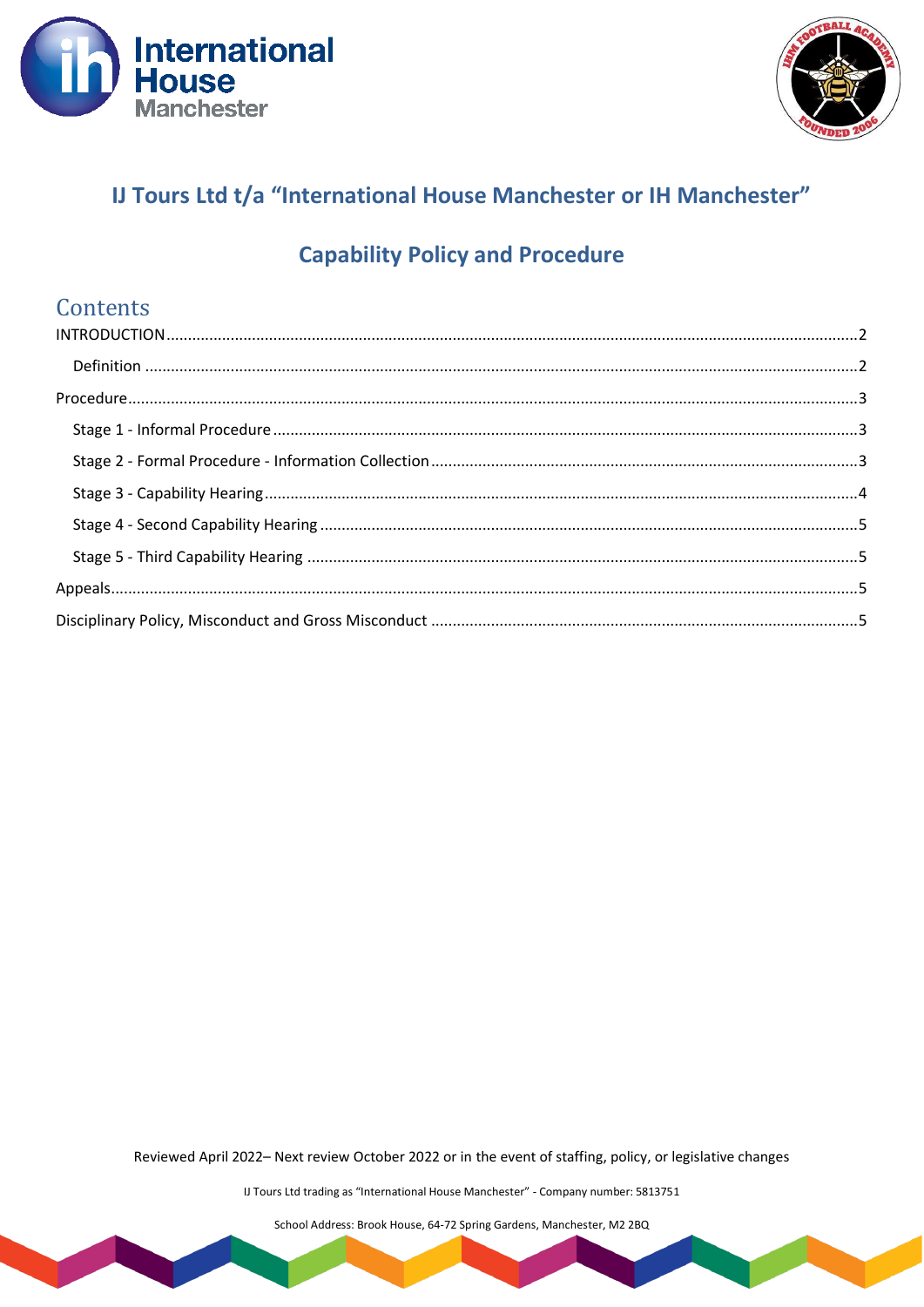# IJ Tours Ltd t/a "International House Manchester or IH Manchester"

## Capability Policy and Procedure

## Contents

INTRODUCTION ........................................................................................ 2

- Definition ........................................................................................ 2

Procedure ........................................................................................ 3

- Stage 1 - Informal Procedure ........................................................................................ 3
- Stage 2 - Formal Procedure - Information Collection ........................................................................................ 3
- Stage 3 - Capability Hearing ........................................................................................ 4
- Stage 4 - Second Capability Hearing ........................................................................................ 5
- Stage 5 - Third Capability Hearing ........................................................................................ 5

Appeals ........................................................................................ 5

Disciplinary Policy, Misconduct and Gross Misconduct ........................................................................................ 5

Reviewed April 2022– Next review October 2022 or in the event of staffing, policy, or legislative changes

IJ Tours Ltd trading as "International House Manchester" - Company number: 5813751

School Address: Brook House, 64-72 Spring Gardens, Manchester, M2 2BQ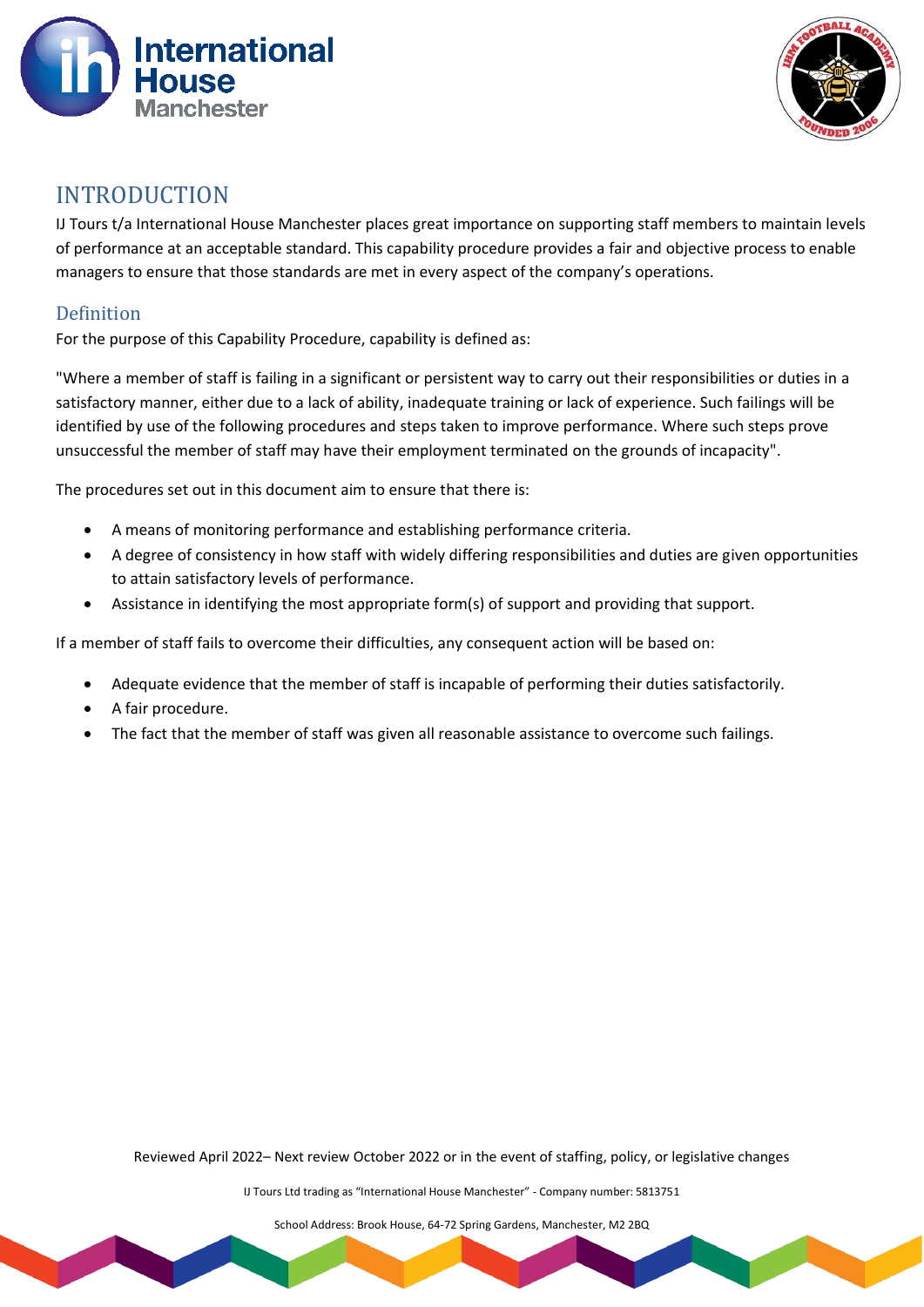# INTRODUCTION

IJ Tours t/a International House Manchester places great importance on supporting staff members to maintain levels of performance at an acceptable standard. This capability procedure provides a fair and objective process to enable managers to ensure that those standards are met in every aspect of the company's operations.

## Definition

For the purpose of this Capability Procedure, capability is defined as:

"Where a member of staff is failing in a significant or persistent way to carry out their responsibilities or duties in a satisfactory manner, either due to a lack of ability, inadequate training or lack of experience. Such failings will be identified by use of the following procedures and steps taken to improve performance. Where such steps prove unsuccessful the member of staff may have their employment terminated on the grounds of incapacity".

The procedures set out in this document aim to ensure that there is:

- A means of monitoring performance and establishing performance criteria.
- A degree of consistency in how staff with widely differing responsibilities and duties are given opportunities to attain satisfactory levels of performance.
- Assistance in identifying the most appropriate form(s) of support and providing that support.

If a member of staff fails to overcome their difficulties, any consequent action will be based on:

- Adequate evidence that the member of staff is incapable of performing their duties satisfactorily.
- A fair procedure.
- The fact that the member of staff was given all reasonable assistance to overcome such failings.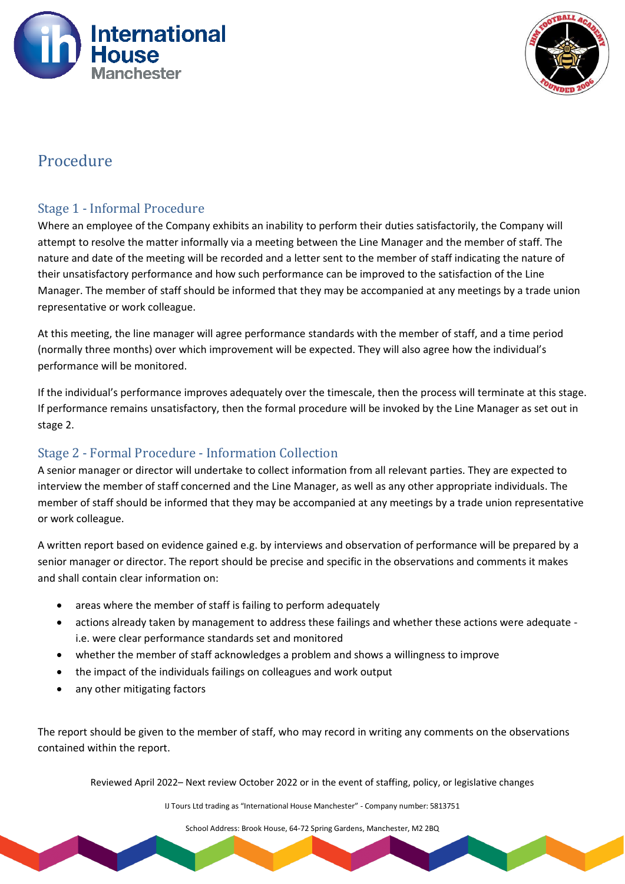# Procedure

## Stage 1 - Informal Procedure

Where an employee of the Company exhibits an inability to perform their duties satisfactorily, the Company will attempt to resolve the matter informally via a meeting between the Line Manager and the member of staff. The nature and date of the meeting will be recorded and a letter sent to the member of staff indicating the nature of their unsatisfactory performance and how such performance can be improved to the satisfaction of the Line Manager. The member of staff should be informed that they may be accompanied at any meetings by a trade union representative or work colleague.

At this meeting, the line manager will agree performance standards with the member of staff, and a time period (normally three months) over which improvement will be expected. They will also agree how the individual's performance will be monitored.

If the individual's performance improves adequately over the timescale, then the process will terminate at this stage. If performance remains unsatisfactory, then the formal procedure will be invoked by the Line Manager as set out in stage 2.

## Stage 2 - Formal Procedure - Information Collection

A senior manager or director will undertake to collect information from all relevant parties. They are expected to interview the member of staff concerned and the Line Manager, as well as any other appropriate individuals. The member of staff should be informed that they may be accompanied at any meetings by a trade union representative or work colleague.

A written report based on evidence gained e.g. by interviews and observation of performance will be prepared by a senior manager or director. The report should be precise and specific in the observations and comments it makes and shall contain clear information on:

- areas where the member of staff is failing to perform adequately
- actions already taken by management to address these failings and whether these actions were adequate - i.e. were clear performance standards set and monitored
- whether the member of staff acknowledges a problem and shows a willingness to improve
- the impact of the individuals failings on colleagues and work output
- any other mitigating factors

The report should be given to the member of staff, who may record in writing any comments on the observations contained within the report.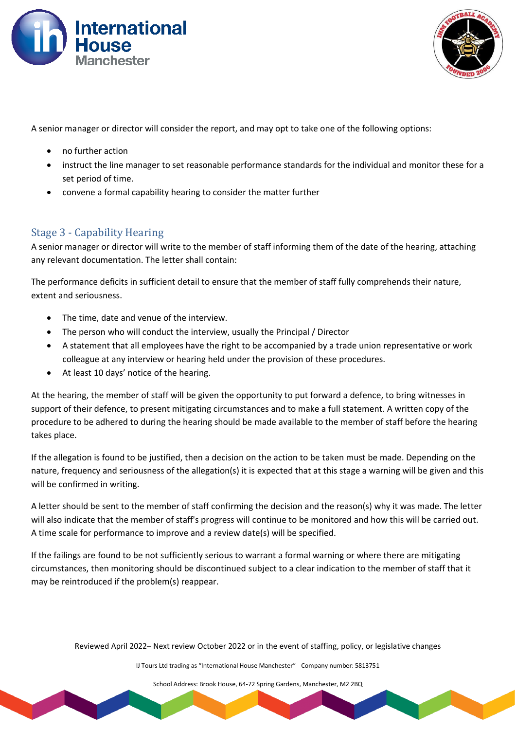A senior manager or director will consider the report, and may opt to take one of the following options:

- no further action
- instruct the line manager to set reasonable performance standards for the individual and monitor these for a set period of time.
- convene a formal capability hearing to consider the matter further

## Stage 3 - Capability Hearing

A senior manager or director will write to the member of staff informing them of the date of the hearing, attaching any relevant documentation. The letter shall contain:

The performance deficits in sufficient detail to ensure that the member of staff fully comprehends their nature, extent and seriousness.

- The time, date and venue of the interview.
- The person who will conduct the interview, usually the Principal / Director
- A statement that all employees have the right to be accompanied by a trade union representative or work colleague at any interview or hearing held under the provision of these procedures.
- At least 10 days' notice of the hearing.

At the hearing, the member of staff will be given the opportunity to put forward a defence, to bring witnesses in support of their defence, to present mitigating circumstances and to make a full statement. A written copy of the procedure to be adhered to during the hearing should be made available to the member of staff before the hearing takes place.

If the allegation is found to be justified, then a decision on the action to be taken must be made. Depending on the nature, frequency and seriousness of the allegation(s) it is expected that at this stage a warning will be given and this will be confirmed in writing.

A letter should be sent to the member of staff confirming the decision and the reason(s) why it was made. The letter will also indicate that the member of staff's progress will continue to be monitored and how this will be carried out. A time scale for performance to improve and a review date(s) will be specified.

If the failings are found to be not sufficiently serious to warrant a formal warning or where there are mitigating circumstances, then monitoring should be discontinued subject to a clear indication to the member of staff that it may be reintroduced if the problem(s) reappear.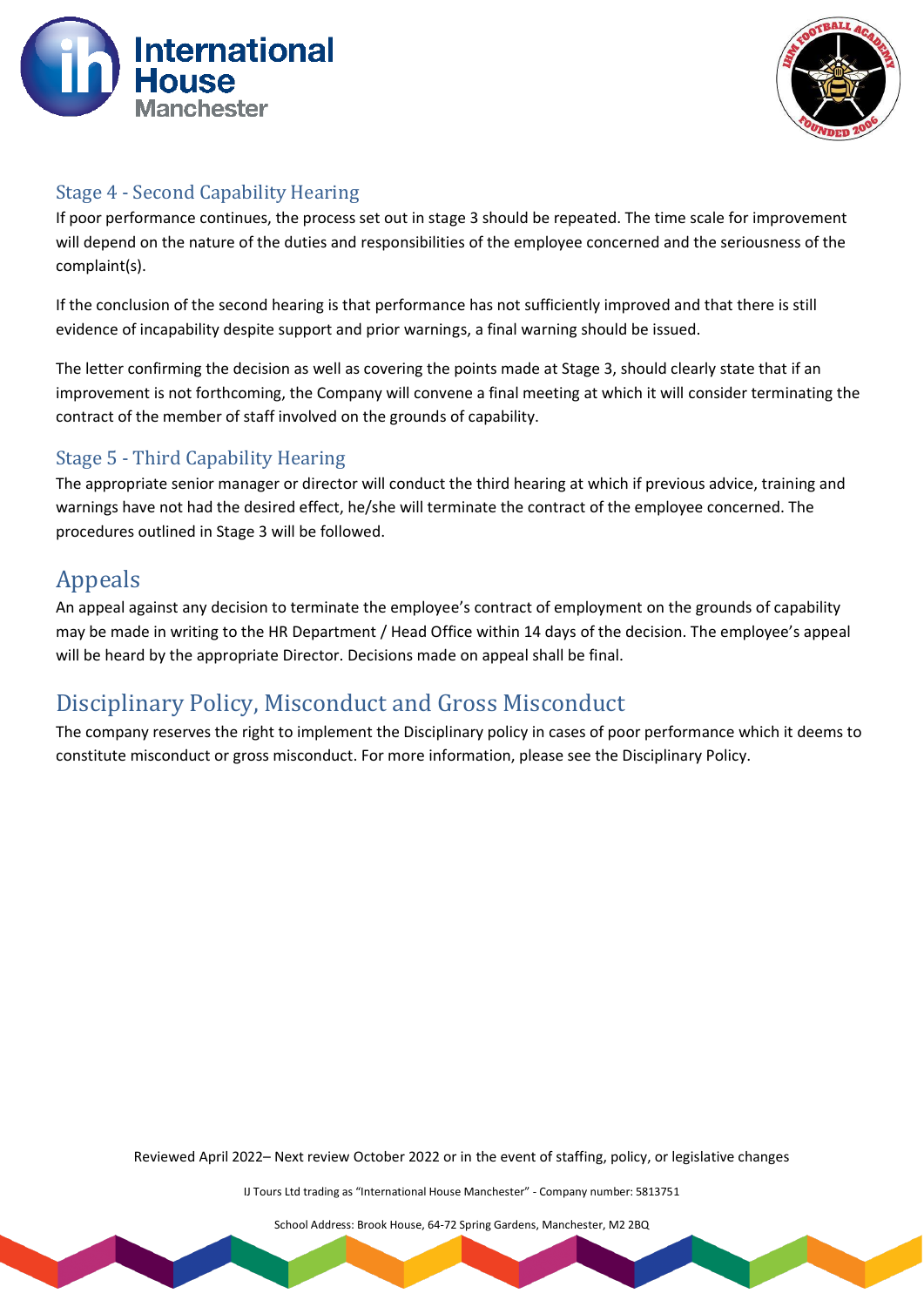### Stage 4 - Second Capability Hearing

If poor performance continues, the process set out in stage 3 should be repeated. The time scale for improvement will depend on the nature of the duties and responsibilities of the employee concerned and the seriousness of the complaint(s).

If the conclusion of the second hearing is that performance has not sufficiently improved and that there is still evidence of incapability despite support and prior warnings, a final warning should be issued.

The letter confirming the decision as well as covering the points made at Stage 3, should clearly state that if an improvement is not forthcoming, the Company will convene a final meeting at which it will consider terminating the contract of the member of staff involved on the grounds of capability.

### Stage 5 - Third Capability Hearing

The appropriate senior manager or director will conduct the third hearing at which if previous advice, training and warnings have not had the desired effect, he/she will terminate the contract of the employee concerned. The procedures outlined in Stage 3 will be followed.

## Appeals

An appeal against any decision to terminate the employee's contract of employment on the grounds of capability may be made in writing to the HR Department / Head Office within 14 days of the decision. The employee's appeal will be heard by the appropriate Director. Decisions made on appeal shall be final.

## Disciplinary Policy, Misconduct and Gross Misconduct

The company reserves the right to implement the Disciplinary policy in cases of poor performance which it deems to constitute misconduct or gross misconduct. For more information, please see the Disciplinary Policy.

Reviewed April 2022– Next review October 2022 or in the event of staffing, policy, or legislative changes